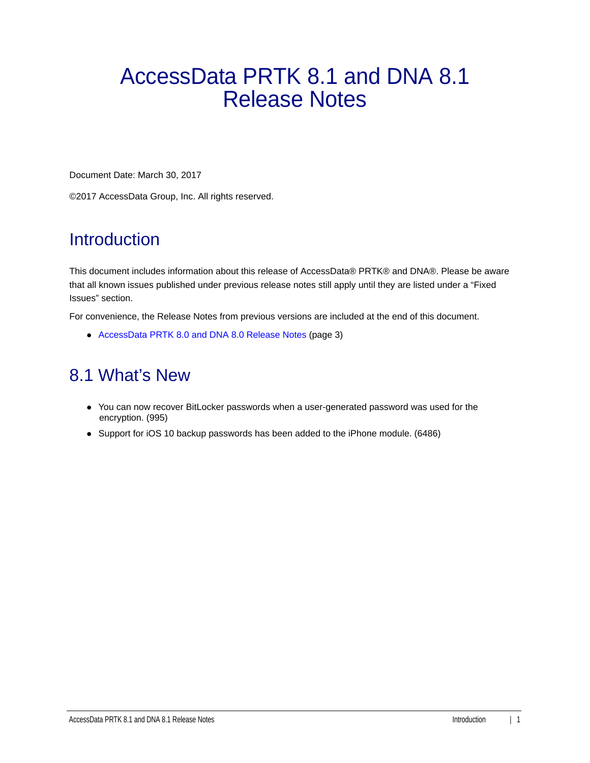# AccessData PRTK 8.1 and DNA 8.1 Release Notes

Document Date: March 30, 2017

©2017 AccessData Group, Inc. All rights reserved.

## Introduction

This document includes information about this release of AccessData® PRTK® and DNA®. Please be aware that all known issues published under previous release notes still apply until they are listed under a “Fixed Issues” section.

For convenience, the Release Notes from previous versions are included at the end of this document.

- AccessData PRTK 8.0 and DNA 8.0 Release Notes (page 3)

## 8.1 What’s New

- You can now recover BitLocker passwords when a user-generated password was used for the encryption. (995)
- Support for iOS 10 backup passwords has been added to the iPhone module. (6486)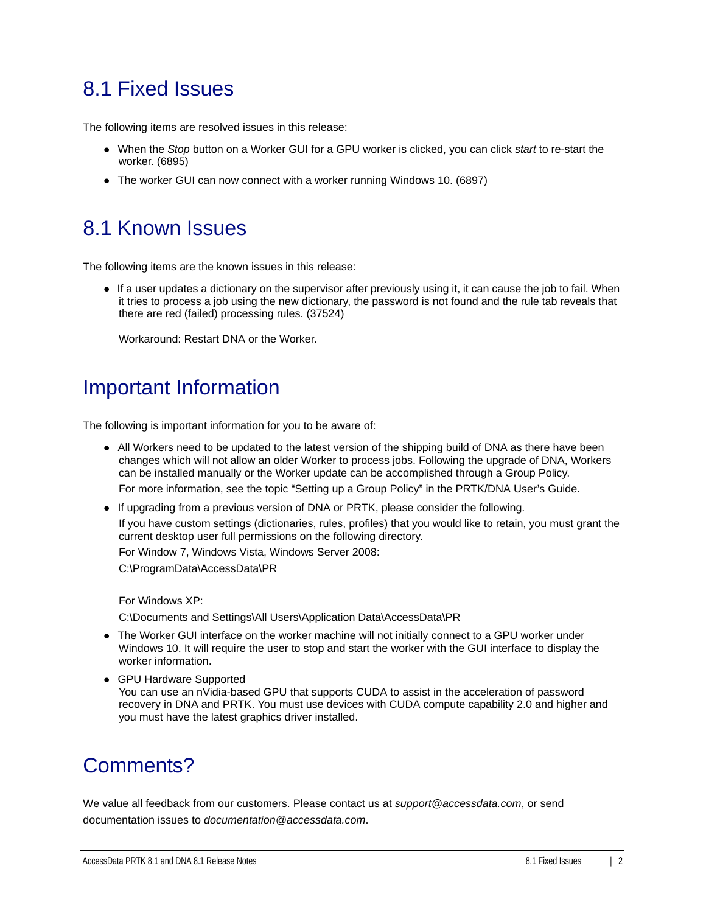## 8.1 Fixed Issues

The following items are resolved issues in this release:

- When the *Stop* button on a Worker GUI for a GPU worker is clicked, you can click *start* to re-start the worker. (6895)
- The worker GUI can now connect with a worker running Windows 10. (6897)

## 8.1 Known Issues

The following items are the known issues in this release:

- If a user updates a dictionary on the supervisor after previously using it, it can cause the job to fail. When it tries to process a job using the new dictionary, the password is not found and the rule tab reveals that there are red (failed) processing rules. (37524)

  Workaround: Restart DNA or the Worker.

## Important Information

The following is important information for you to be aware of:

- All Workers need to be updated to the latest version of the shipping build of DNA as there have been changes which will not allow an older Worker to process jobs. Following the upgrade of DNA, Workers can be installed manually or the Worker update can be accomplished through a Group Policy.

  For more information, see the topic “Setting up a Group Policy” in the PRTK/DNA User’s Guide.
- If upgrading from a previous version of DNA or PRTK, please consider the following.

  If you have custom settings (dictionaries, rules, profiles) that you would like to retain, you must grant the current desktop user full permissions on the following directory.

  For Window 7, Windows Vista, Windows Server 2008:

  C:\ProgramData\AccessData\PR

  For Windows XP:

  C:\Documents and Settings\All Users\Application Data\AccessData\PR
- The Worker GUI interface on the worker machine will not initially connect to a GPU worker under Windows 10. It will require the user to stop and start the worker with the GUI interface to display the worker information.
- GPU Hardware Supported

  You can use an nVidia-based GPU that supports CUDA to assist in the acceleration of password recovery in DNA and PRTK. You must use devices with CUDA compute capability 2.0 and higher and you must have the latest graphics driver installed.

## Comments?

We value all feedback from our customers. Please contact us at *support@accessdata.com*, or send documentation issues to *documentation@accessdata.com*.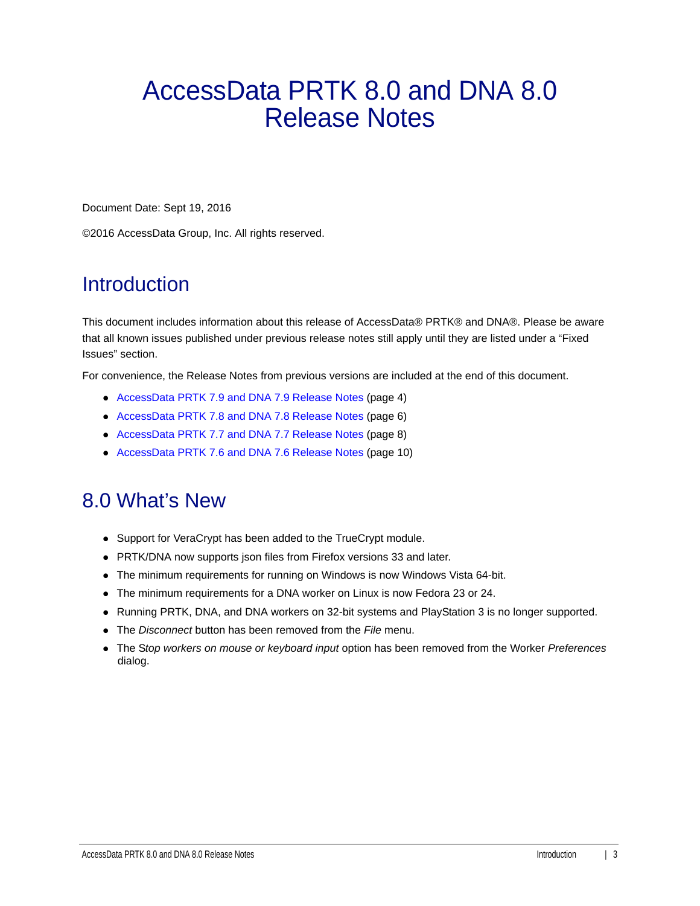# AccessData PRTK 8.0 and DNA 8.0 Release Notes

Document Date: Sept 19, 2016

©2016 AccessData Group, Inc. All rights reserved.

## Introduction

This document includes information about this release of AccessData® PRTK® and DNA®. Please be aware that all known issues published under previous release notes still apply until they are listed under a "Fixed Issues" section.

For convenience, the Release Notes from previous versions are included at the end of this document.

- AccessData PRTK 7.9 and DNA 7.9 Release Notes (page 4)
- AccessData PRTK 7.8 and DNA 7.8 Release Notes (page 6)
- AccessData PRTK 7.7 and DNA 7.7 Release Notes (page 8)
- AccessData PRTK 7.6 and DNA 7.6 Release Notes (page 10)

## 8.0 What's New

- Support for VeraCrypt has been added to the TrueCrypt module.
- PRTK/DNA now supports json files from Firefox versions 33 and later.
- The minimum requirements for running on Windows is now Windows Vista 64-bit.
- The minimum requirements for a DNA worker on Linux is now Fedora 23 or 24.
- Running PRTK, DNA, and DNA workers on 32-bit systems and PlayStation 3 is no longer supported.
- The *Disconnect* button has been removed from the *File* menu.
- The S*top workers on mouse or keyboard input* option has been removed from the Worker *Preferences* dialog.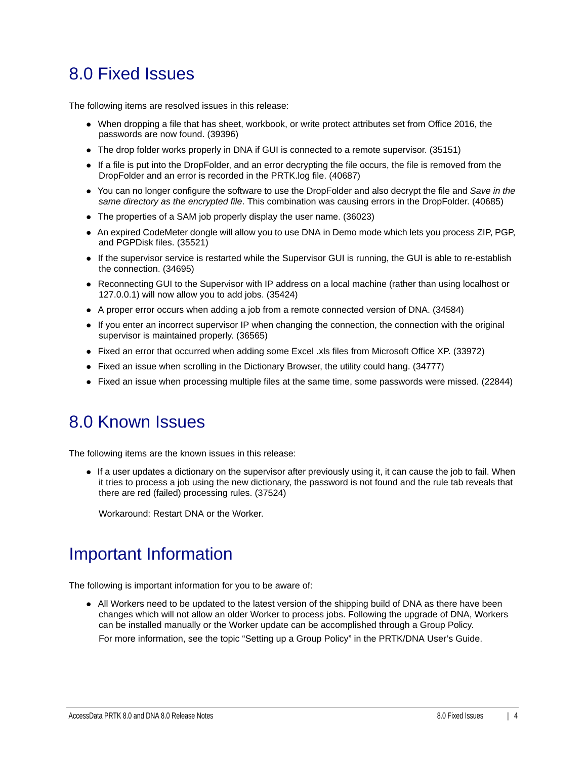# 8.0 Fixed Issues

The following items are resolved issues in this release:

- When dropping a file that has sheet, workbook, or write protect attributes set from Office 2016, the passwords are now found. (39396)
- The drop folder works properly in DNA if GUI is connected to a remote supervisor. (35151)
- If a file is put into the DropFolder, and an error decrypting the file occurs, the file is removed from the DropFolder and an error is recorded in the PRTK.log file. (40687)
- You can no longer configure the software to use the DropFolder and also decrypt the file and *Save in the same directory as the encrypted file*. This combination was causing errors in the DropFolder. (40685)
- The properties of a SAM job properly display the user name. (36023)
- An expired CodeMeter dongle will allow you to use DNA in Demo mode which lets you process ZIP, PGP, and PGPDisk files. (35521)
- If the supervisor service is restarted while the Supervisor GUI is running, the GUI is able to re-establish the connection. (34695)
- Reconnecting GUI to the Supervisor with IP address on a local machine (rather than using localhost or 127.0.0.1) will now allow you to add jobs. (35424)
- A proper error occurs when adding a job from a remote connected version of DNA. (34584)
- If you enter an incorrect supervisor IP when changing the connection, the connection with the original supervisor is maintained properly. (36565)
- Fixed an error that occurred when adding some Excel .xls files from Microsoft Office XP. (33972)
- Fixed an issue when scrolling in the Dictionary Browser, the utility could hang. (34777)
- Fixed an issue when processing multiple files at the same time, some passwords were missed. (22844)

# 8.0 Known Issues

The following items are the known issues in this release:

- If a user updates a dictionary on the supervisor after previously using it, it can cause the job to fail. When it tries to process a job using the new dictionary, the password is not found and the rule tab reveals that there are red (failed) processing rules. (37524)

  Workaround: Restart DNA or the Worker.

# Important Information

The following is important information for you to be aware of:

- All Workers need to be updated to the latest version of the shipping build of DNA as there have been changes which will not allow an older Worker to process jobs. Following the upgrade of DNA, Workers can be installed manually or the Worker update can be accomplished through a Group Policy.

  For more information, see the topic "Setting up a Group Policy" in the PRTK/DNA User's Guide.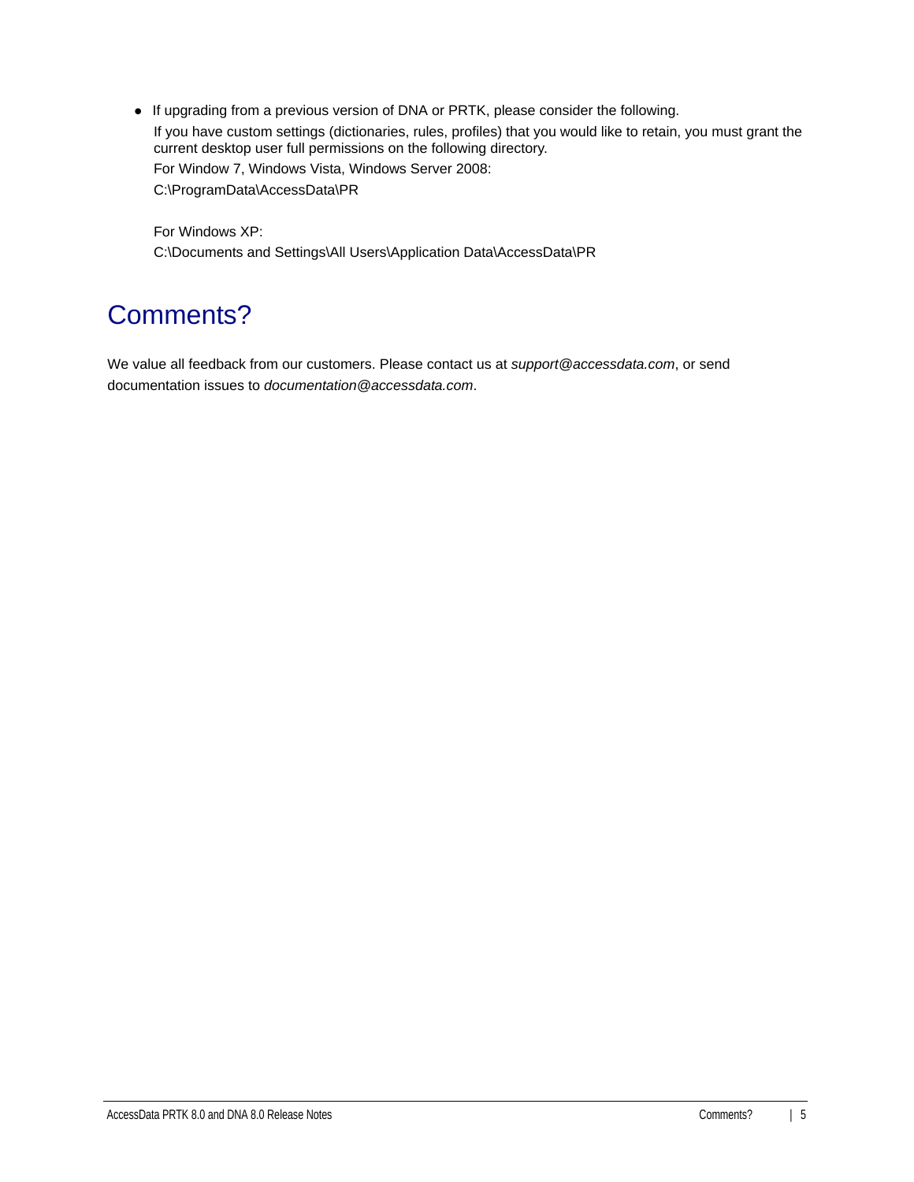- If upgrading from a previous version of DNA or PRTK, please consider the following.

  If you have custom settings (dictionaries, rules, profiles) that you would like to retain, you must grant the current desktop user full permissions on the following directory.

  For Window 7, Windows Vista, Windows Server 2008:

  C:\ProgramData\AccessData\PR

  For Windows XP:

  C:\Documents and Settings\All Users\Application Data\AccessData\PR

# Comments?

We value all feedback from our customers. Please contact us at *support@accessdata.com*, or send documentation issues to *documentation@accessdata.com*.